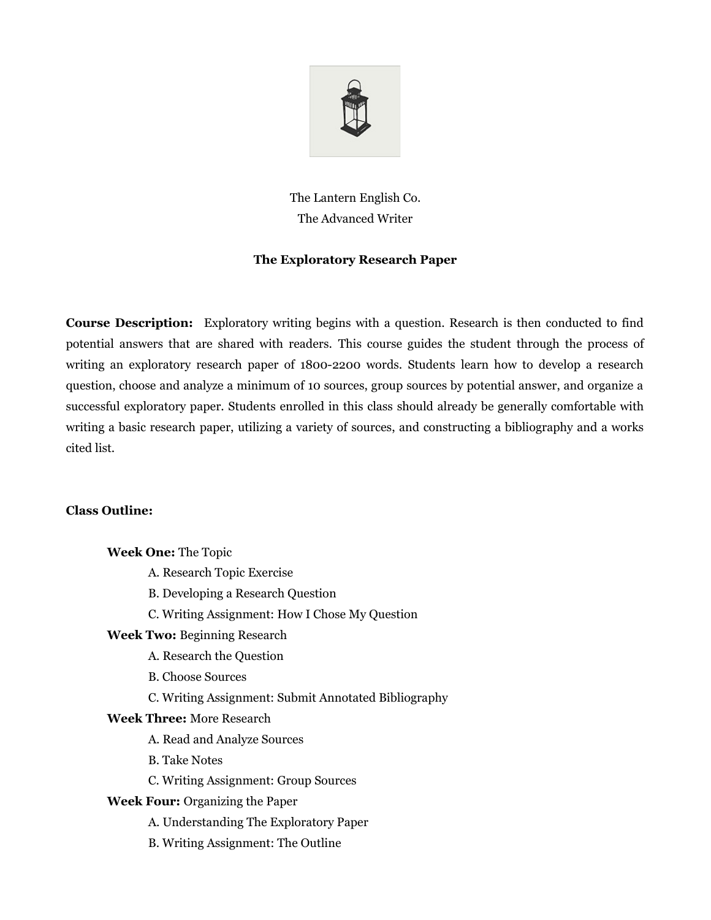The Lantern English Co.

The Advanced Writer

# The Exploratory Research Paper

**Course Description:** Exploratory writing begins with a question. Research is then conducted to find potential answers that are shared with readers. This course guides the student through the process of writing an exploratory research paper of 1800-2200 words. Students learn how to develop a research question, choose and analyze a minimum of 10 sources, group sources by potential answer, and organize a successful exploratory paper. Students enrolled in this class should already be generally comfortable with writing a basic research paper, utilizing a variety of sources, and constructing a bibliography and a works cited list.

**Class Outline:**

**Week One:** The Topic

- A. Research Topic Exercise
- B. Developing a Research Question
- C. Writing Assignment: How I Chose My Question

**Week Two:** Beginning Research

- A. Research the Question
- B. Choose Sources
- C. Writing Assignment: Submit Annotated Bibliography

**Week Three:** More Research

- A. Read and Analyze Sources
- B. Take Notes
- C. Writing Assignment: Group Sources

**Week Four:** Organizing the Paper

- A. Understanding The Exploratory Paper
- B. Writing Assignment: The Outline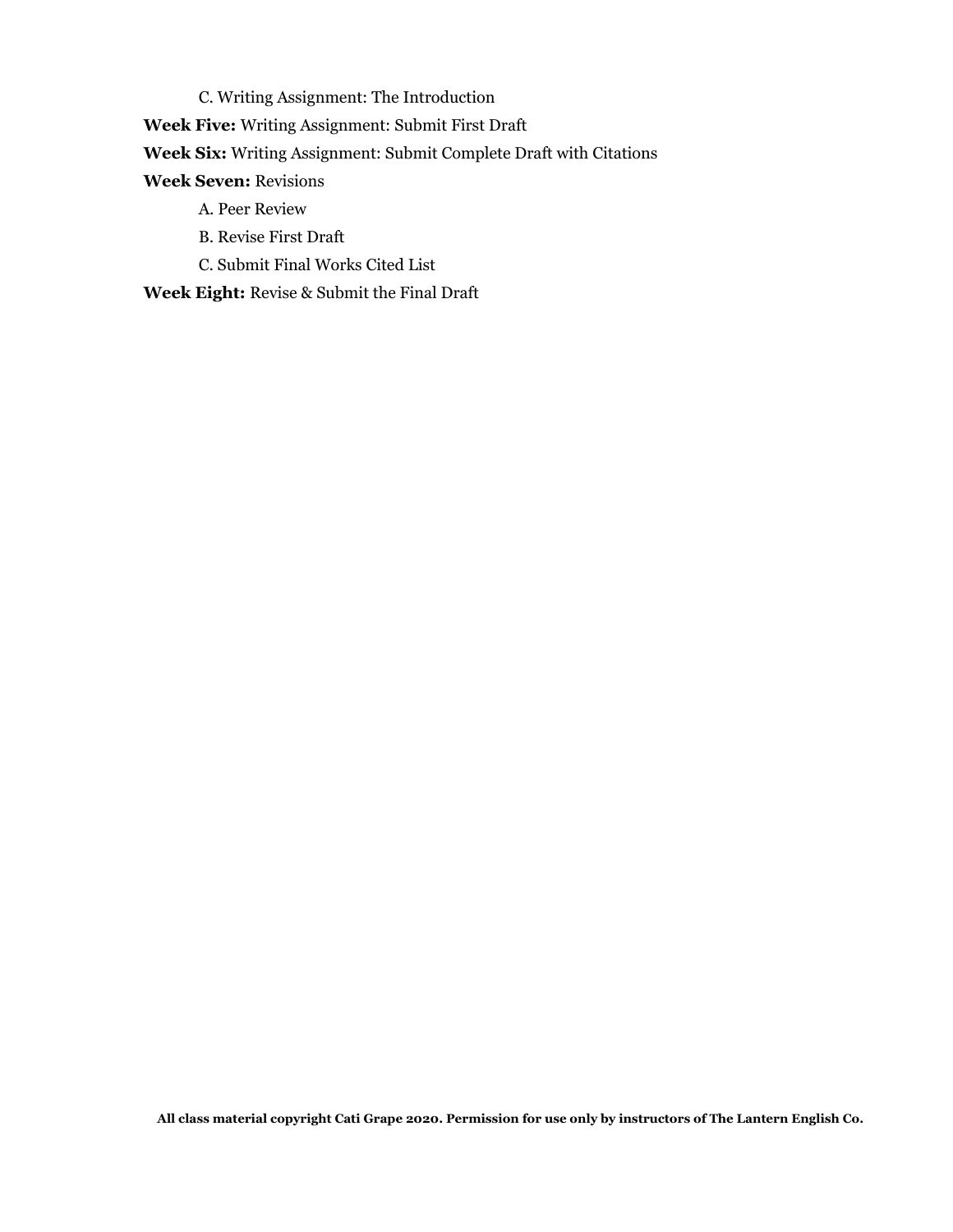C. Writing Assignment: The Introduction

**Week Five:** Writing Assignment: Submit First Draft

**Week Six:** Writing Assignment: Submit Complete Draft with Citations

**Week Seven:** Revisions

    A. Peer Review

    B. Revise First Draft

    C. Submit Final Works Cited List

**Week Eight:** Revise & Submit the Final Draft

**All class material copyright Cati Grape 2020. Permission for use only by instructors of The Lantern English Co.**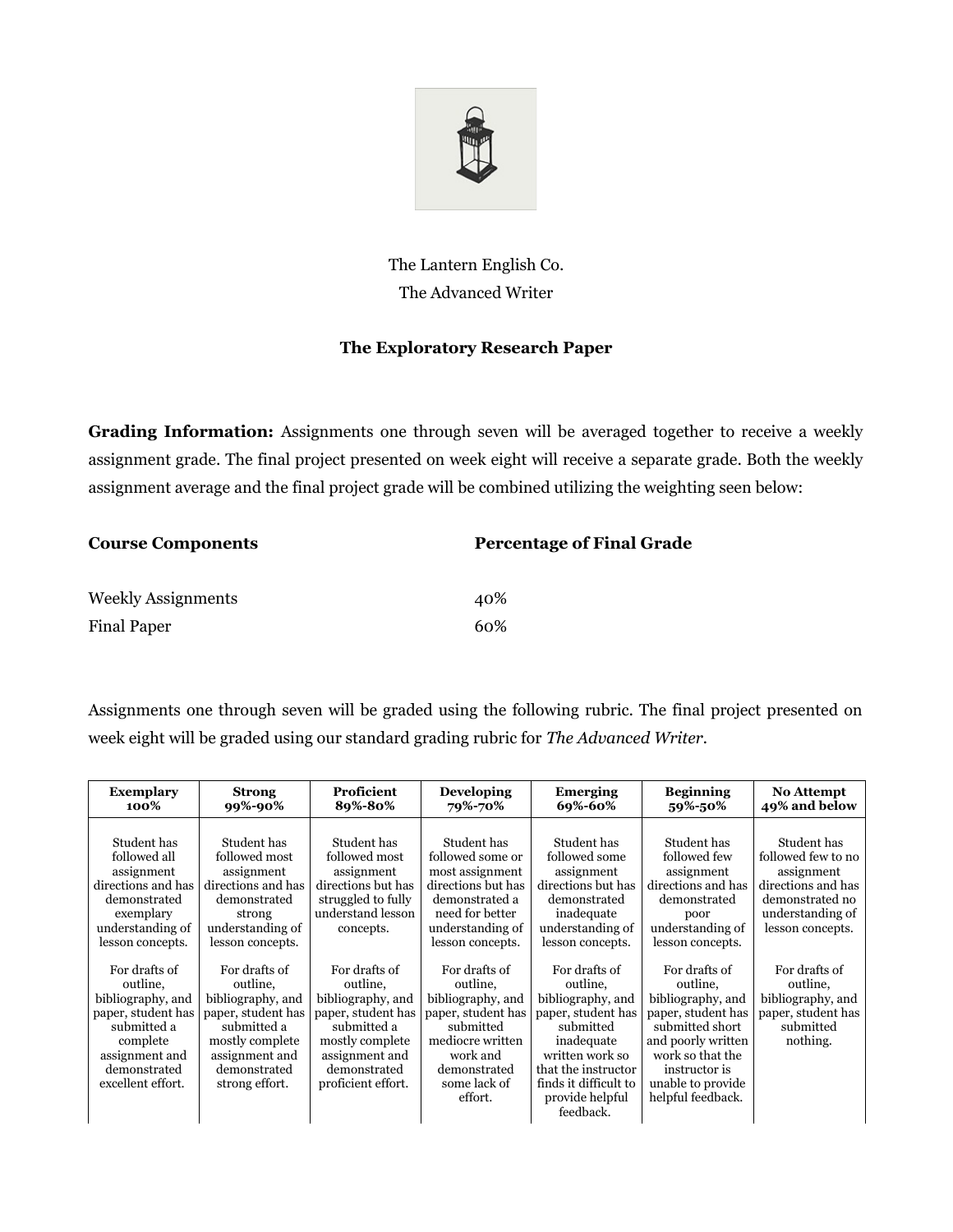The Lantern English Co.

The Advanced Writer

**The Exploratory Research Paper**

**Grading Information:** Assignments one through seven will be averaged together to receive a weekly assignment grade. The final project presented on week eight will receive a separate grade. Both the weekly assignment average and the final project grade will be combined utilizing the weighting seen below:

| **Course Components** | **Percentage of Final Grade** |
|---|---|
| Weekly Assignments | 40% |
| Final Paper | 60% |

Assignments one through seven will be graded using the following rubric. The final project presented on week eight will be graded using our standard grading rubric for *The Advanced Writer*.

| **Exemplary 100%** | **Strong 99%-90%** | **Proficient 89%-80%** | **Developing 79%-70%** | **Emerging 69%-60%** | **Beginning 59%-50%** | **No Attempt 49% and below** |
|---|---|---|---|---|---|---|
| Student has followed all assignment directions and has demonstrated exemplary understanding of lesson concepts.<br><br>For drafts of outline, bibliography, and paper, student has submitted a complete assignment and demonstrated excellent effort. | Student has followed most assignment directions and has demonstrated strong understanding of lesson concepts.<br><br>For drafts of outline, bibliography, and paper, student has submitted a mostly complete assignment and demonstrated strong effort. | Student has followed most assignment directions but has struggled to fully understand lesson concepts.<br><br>For drafts of outline, bibliography, and paper, student has submitted a mostly complete assignment and demonstrated proficient effort. | Student has followed some or most assignment directions but has demonstrated a need for better understanding of lesson concepts.<br><br>For drafts of outline, bibliography, and paper, student has submitted mediocre written work and demonstrated some lack of effort. | Student has followed some assignment directions but has demonstrated inadequate understanding of lesson concepts.<br><br>For drafts of outline, bibliography, and paper, student has submitted inadequate written work so that the instructor finds it difficult to provide helpful feedback. | Student has followed few assignment directions and has demonstrated poor understanding of lesson concepts.<br><br>For drafts of outline, bibliography, and paper, student has submitted short and poorly written work so that the instructor is unable to provide helpful feedback. | Student has followed few to no assignment directions and has demonstrated no understanding of lesson concepts.<br><br>For drafts of outline, bibliography, and paper, student has submitted nothing. |